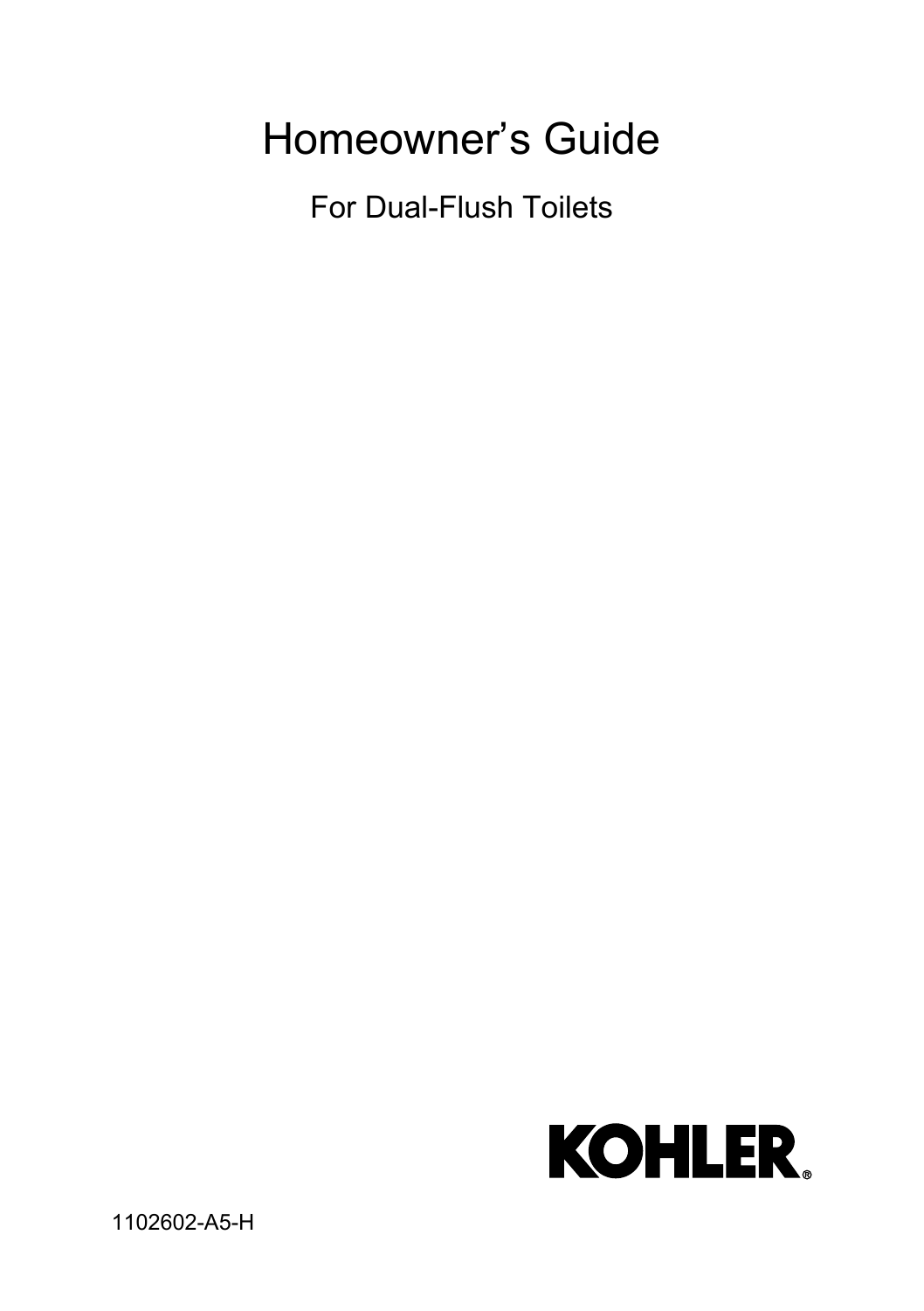# Homeowner’s Guide

For Dual-Flush Toilets

KOHLER®

1102602-A5-H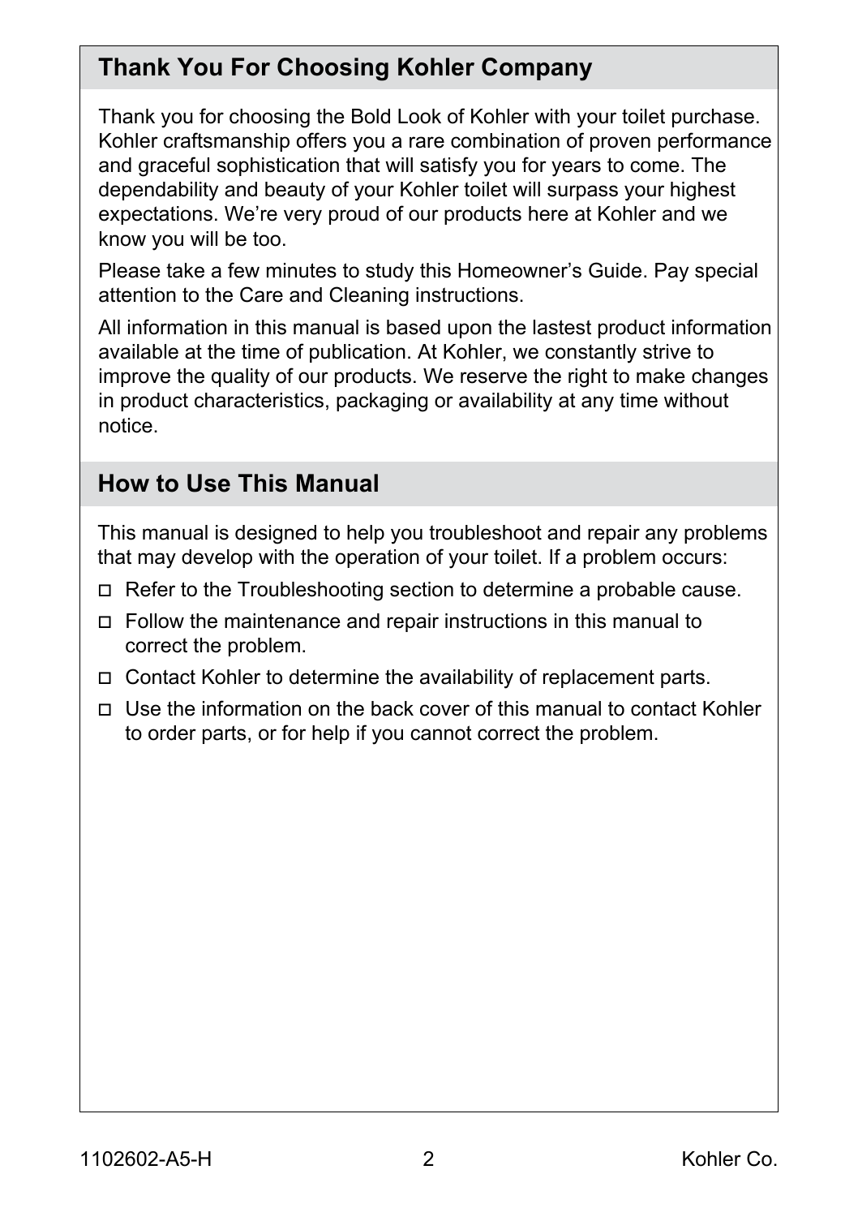## Thank You For Choosing Kohler Company

Thank you for choosing the Bold Look of Kohler with your toilet purchase. Kohler craftsmanship offers you a rare combination of proven performance and graceful sophistication that will satisfy you for years to come. The dependability and beauty of your Kohler toilet will surpass your highest expectations. We're very proud of our products here at Kohler and we know you will be too.

Please take a few minutes to study this Homeowner's Guide. Pay special attention to the Care and Cleaning instructions.

All information in this manual is based upon the lastest product information available at the time of publication. At Kohler, we constantly strive to improve the quality of our products. We reserve the right to make changes in product characteristics, packaging or availability at any time without notice.

## How to Use This Manual

This manual is designed to help you troubleshoot and repair any problems that may develop with the operation of your toilet. If a problem occurs:

- Refer to the Troubleshooting section to determine a probable cause.
- Follow the maintenance and repair instructions in this manual to correct the problem.
- Contact Kohler to determine the availability of replacement parts.
- Use the information on the back cover of this manual to contact Kohler to order parts, or for help if you cannot correct the problem.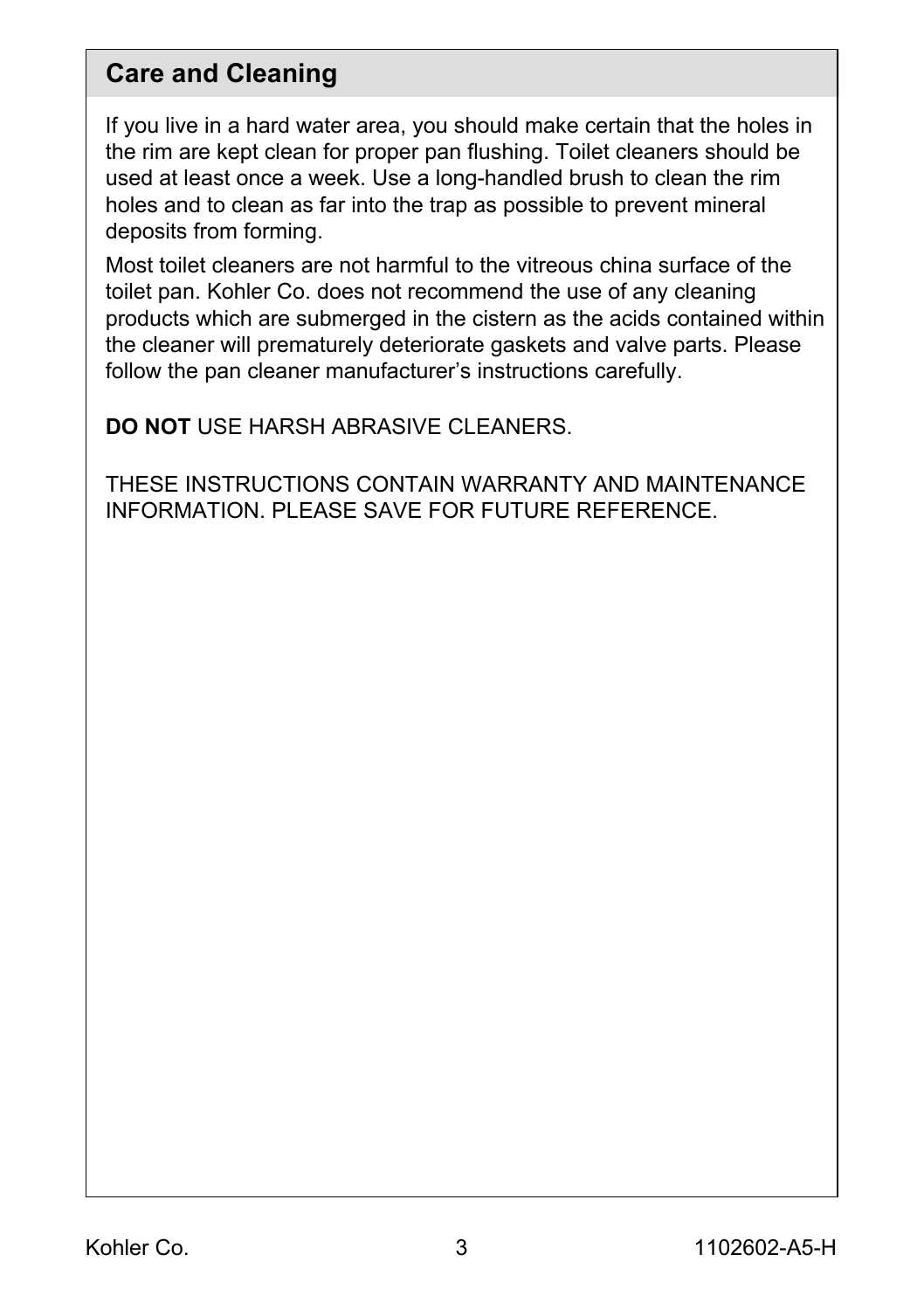## Care and Cleaning

If you live in a hard water area, you should make certain that the holes in the rim are kept clean for proper pan flushing. Toilet cleaners should be used at least once a week. Use a long-handled brush to clean the rim holes and to clean as far into the trap as possible to prevent mineral deposits from forming.

Most toilet cleaners are not harmful to the vitreous china surface of the toilet pan. Kohler Co. does not recommend the use of any cleaning products which are submerged in the cistern as the acids contained within the cleaner will prematurely deteriorate gaskets and valve parts. Please follow the pan cleaner manufacturer's instructions carefully.

**DO NOT** USE HARSH ABRASIVE CLEANERS.

THESE INSTRUCTIONS CONTAIN WARRANTY AND MAINTENANCE INFORMATION. PLEASE SAVE FOR FUTURE REFERENCE.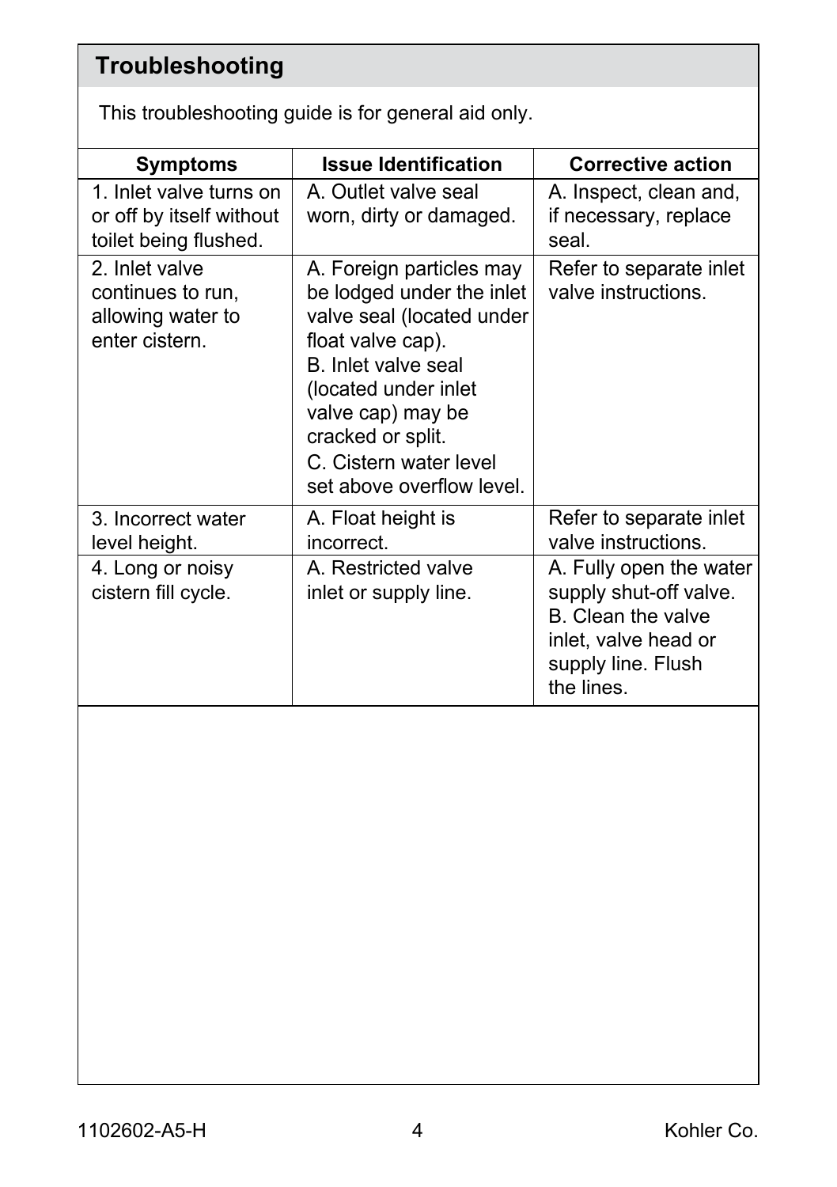## Troubleshooting

This troubleshooting guide is for general aid only.

| Symptoms | Issue Identification | Corrective action |
| --- | --- | --- |
| 1. Inlet valve turns on or off by itself without toilet being flushed. | A. Outlet valve seal worn, dirty or damaged. | A. Inspect, clean and, if necessary, replace seal. |
| 2. Inlet valve continues to run, allowing water to enter cistern. | A. Foreign particles may be lodged under the inlet valve seal (located under float valve cap).<br>B. Inlet valve seal (located under inlet valve cap) may be cracked or split.<br>C. Cistern water level set above overflow level. | Refer to separate inlet valve instructions. |
| 3. Incorrect water level height. | A. Float height is incorrect. | Refer to separate inlet valve instructions. |
| 4. Long or noisy cistern fill cycle. | A. Restricted valve inlet or supply line. | A. Fully open the water supply shut-off valve.<br>B. Clean the valve inlet, valve head or supply line. Flush the lines. |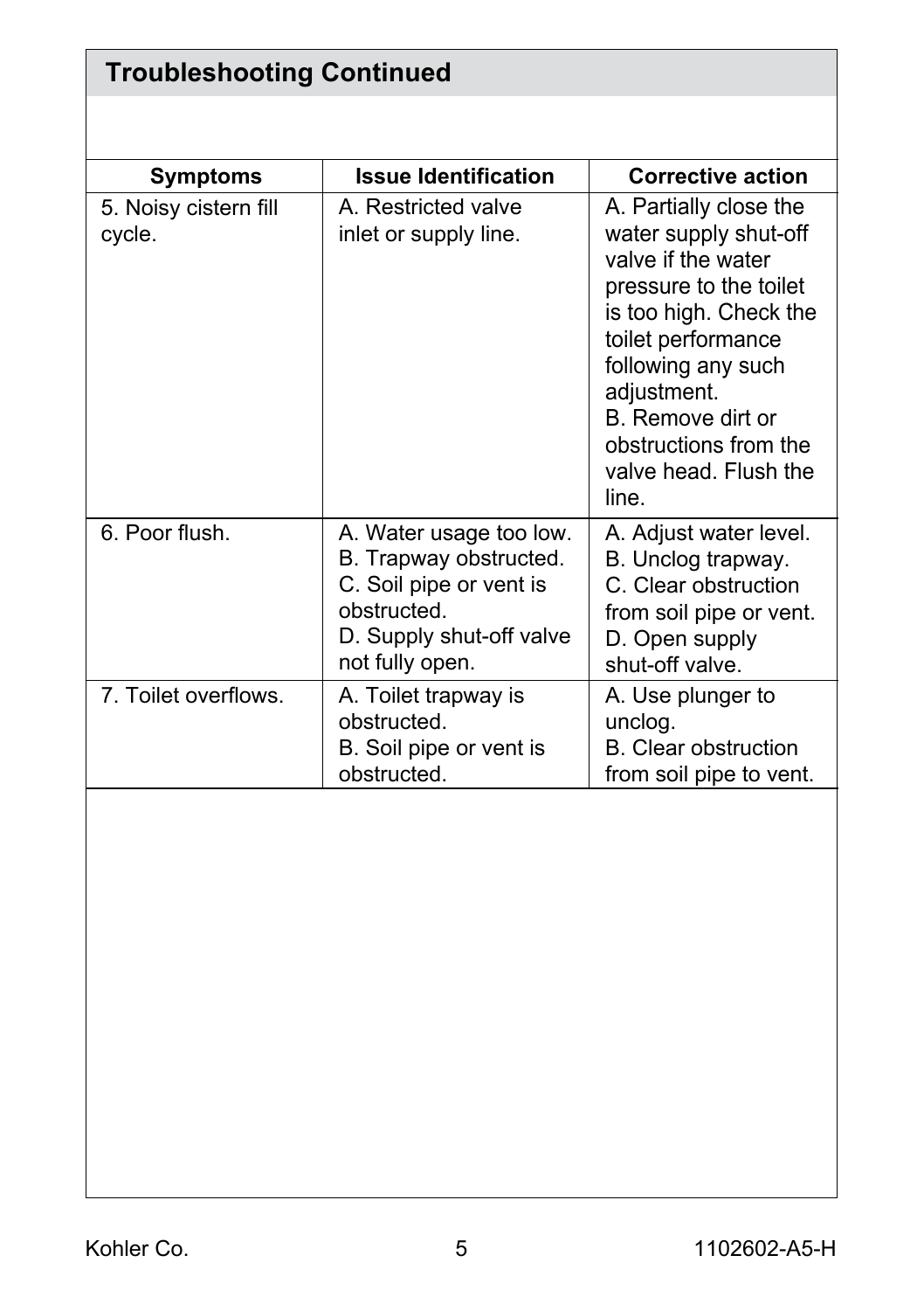## Troubleshooting Continued

| Symptoms | Issue Identification | Corrective action |
| --- | --- | --- |
| 5. Noisy cistern fill cycle. | A. Restricted valve inlet or supply line. | A. Partially close the water supply shut-off valve if the water pressure to the toilet is too high. Check the toilet performance following any such adjustment.<br>B. Remove dirt or obstructions from the valve head. Flush the line. |
| 6. Poor flush. | A. Water usage too low.<br>B. Trapway obstructed.<br>C. Soil pipe or vent is obstructed.<br>D. Supply shut-off valve not fully open. | A. Adjust water level.<br>B. Unclog trapway.<br>C. Clear obstruction from soil pipe or vent.<br>D. Open supply shut-off valve. |
| 7. Toilet overflows. | A. Toilet trapway is obstructed.<br>B. Soil pipe or vent is obstructed. | A. Use plunger to unclog.<br>B. Clear obstruction from soil pipe to vent. |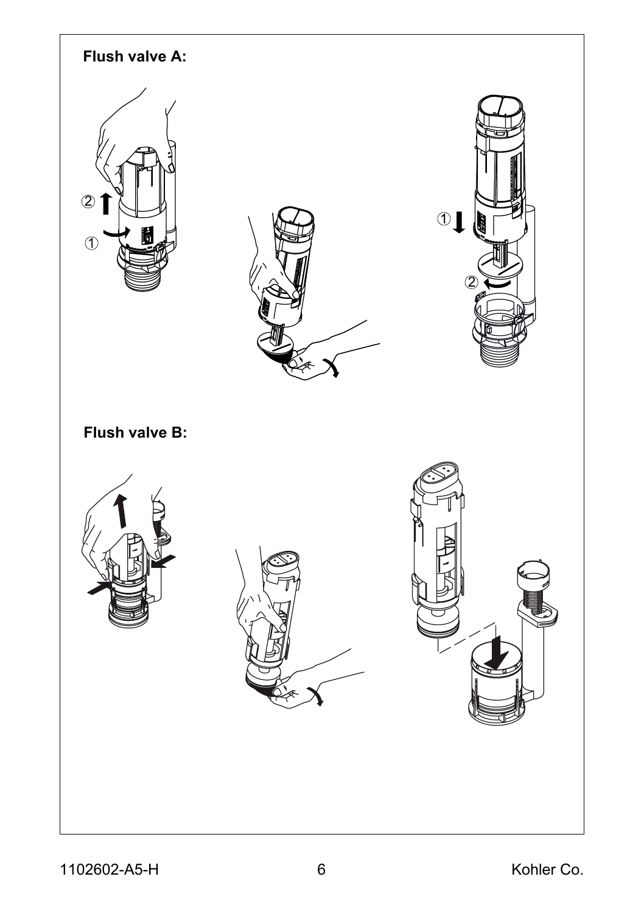**Flush valve A:**

**Flush valve B:**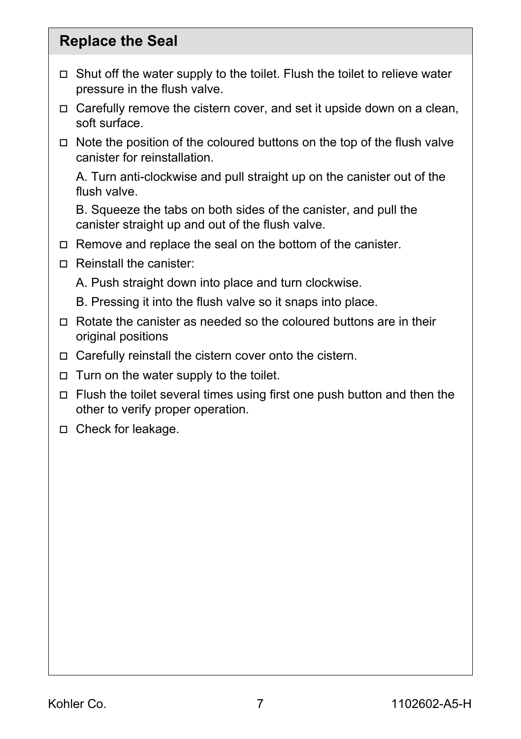## Replace the Seal

- ☐ Shut off the water supply to the toilet. Flush the toilet to relieve water pressure in the flush valve.
- ☐ Carefully remove the cistern cover, and set it upside down on a clean, soft surface.
- ☐ Note the position of the coloured buttons on the top of the flush valve canister for reinstallation.

  A. Turn anti-clockwise and pull straight up on the canister out of the flush valve.

  B. Squeeze the tabs on both sides of the canister, and pull the canister straight up and out of the flush valve.
- ☐ Remove and replace the seal on the bottom of the canister.
- ☐ Reinstall the canister:

  A. Push straight down into place and turn clockwise.

  B. Pressing it into the flush valve so it snaps into place.
- ☐ Rotate the canister as needed so the coloured buttons are in their original positions
- ☐ Carefully reinstall the cistern cover onto the cistern.
- ☐ Turn on the water supply to the toilet.
- ☐ Flush the toilet several times using first one push button and then the other to verify proper operation.
- ☐ Check for leakage.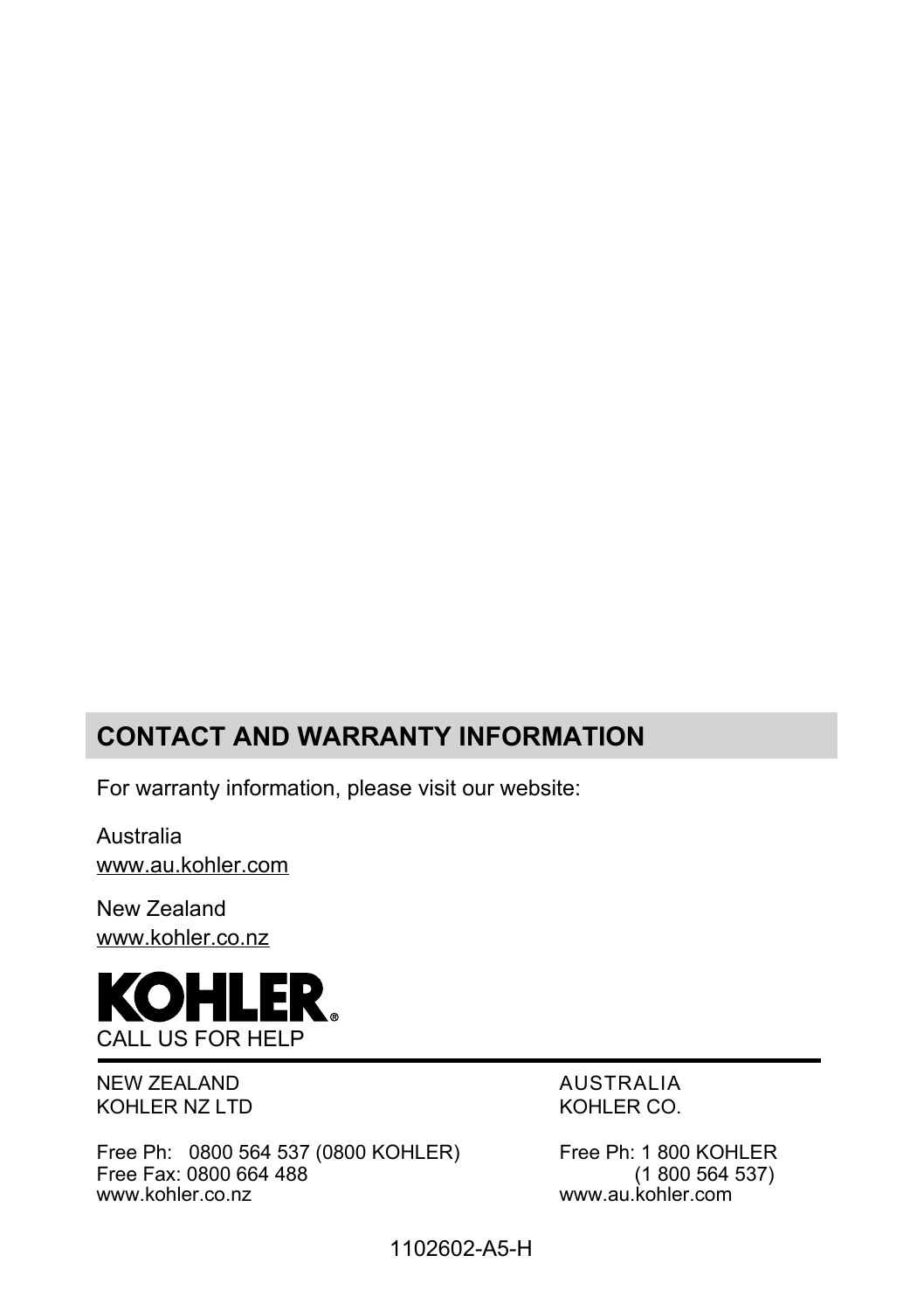## CONTACT AND WARRANTY INFORMATION

For warranty information, please visit our website:

Australia
www.au.kohler.com

New Zealand
www.kohler.co.nz

**KOHLER®**
CALL US FOR HELP

NEW ZEALAND
KOHLER NZ LTD

Free Ph: 0800 564 537 (0800 KOHLER)
Free Fax: 0800 664 488
www.kohler.co.nz

AUSTRALIA
KOHLER CO.

Free Ph: 1 800 KOHLER
(1 800 564 537)
www.au.kohler.com

1102602-A5-H